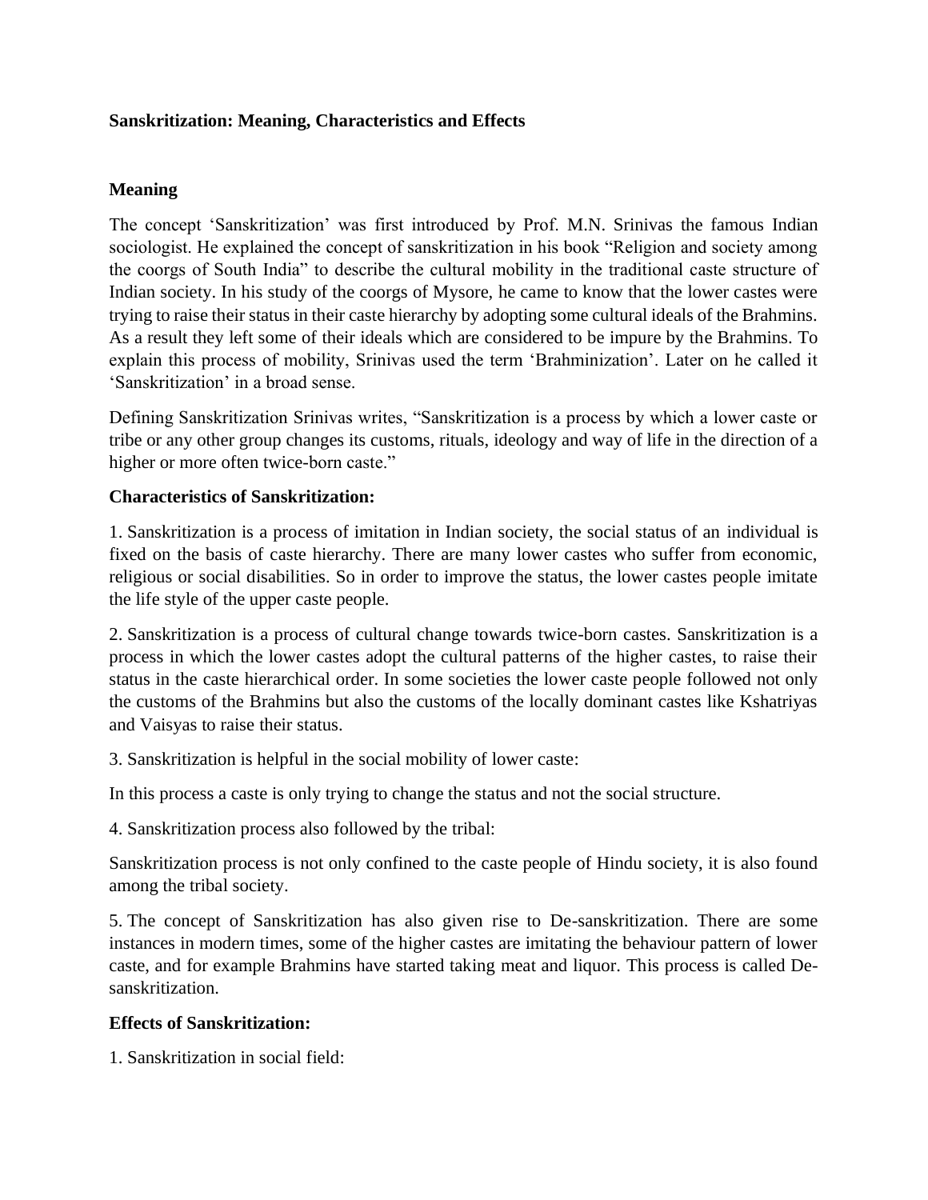**Sanskritization: Meaning, Characteristics and Effects**

**Meaning**

The concept 'Sanskritization' was first introduced by Prof. M.N. Srinivas the famous Indian sociologist. He explained the concept of sanskritization in his book "Religion and society among the coorgs of South India" to describe the cultural mobility in the traditional caste structure of Indian society. In his study of the coorgs of Mysore, he came to know that the lower castes were trying to raise their status in their caste hierarchy by adopting some cultural ideals of the Brahmins. As a result they left some of their ideals which are considered to be impure by the Brahmins. To explain this process of mobility, Srinivas used the term 'Brahminization'. Later on he called it 'Sanskritization' in a broad sense.

Defining Sanskritization Srinivas writes, "Sanskritization is a process by which a lower caste or tribe or any other group changes its customs, rituals, ideology and way of life in the direction of a higher or more often twice-born caste."

**Characteristics of Sanskritization:**

1. Sanskritization is a process of imitation in Indian society, the social status of an individual is fixed on the basis of caste hierarchy. There are many lower castes who suffer from economic, religious or social disabilities. So in order to improve the status, the lower castes people imitate the life style of the upper caste people.

2. Sanskritization is a process of cultural change towards twice-born castes. Sanskritization is a process in which the lower castes adopt the cultural patterns of the higher castes, to raise their status in the caste hierarchical order. In some societies the lower caste people followed not only the customs of the Brahmins but also the customs of the locally dominant castes like Kshatriyas and Vaisyas to raise their status.

3. Sanskritization is helpful in the social mobility of lower caste:

In this process a caste is only trying to change the status and not the social structure.

4. Sanskritization process also followed by the tribal:

Sanskritization process is not only confined to the caste people of Hindu society, it is also found among the tribal society.

5. The concept of Sanskritization has also given rise to De-sanskritization. There are some instances in modern times, some of the higher castes are imitating the behaviour pattern of lower caste, and for example Brahmins have started taking meat and liquor. This process is called De-sanskritization.

**Effects of Sanskritization:**

1. Sanskritization in social field: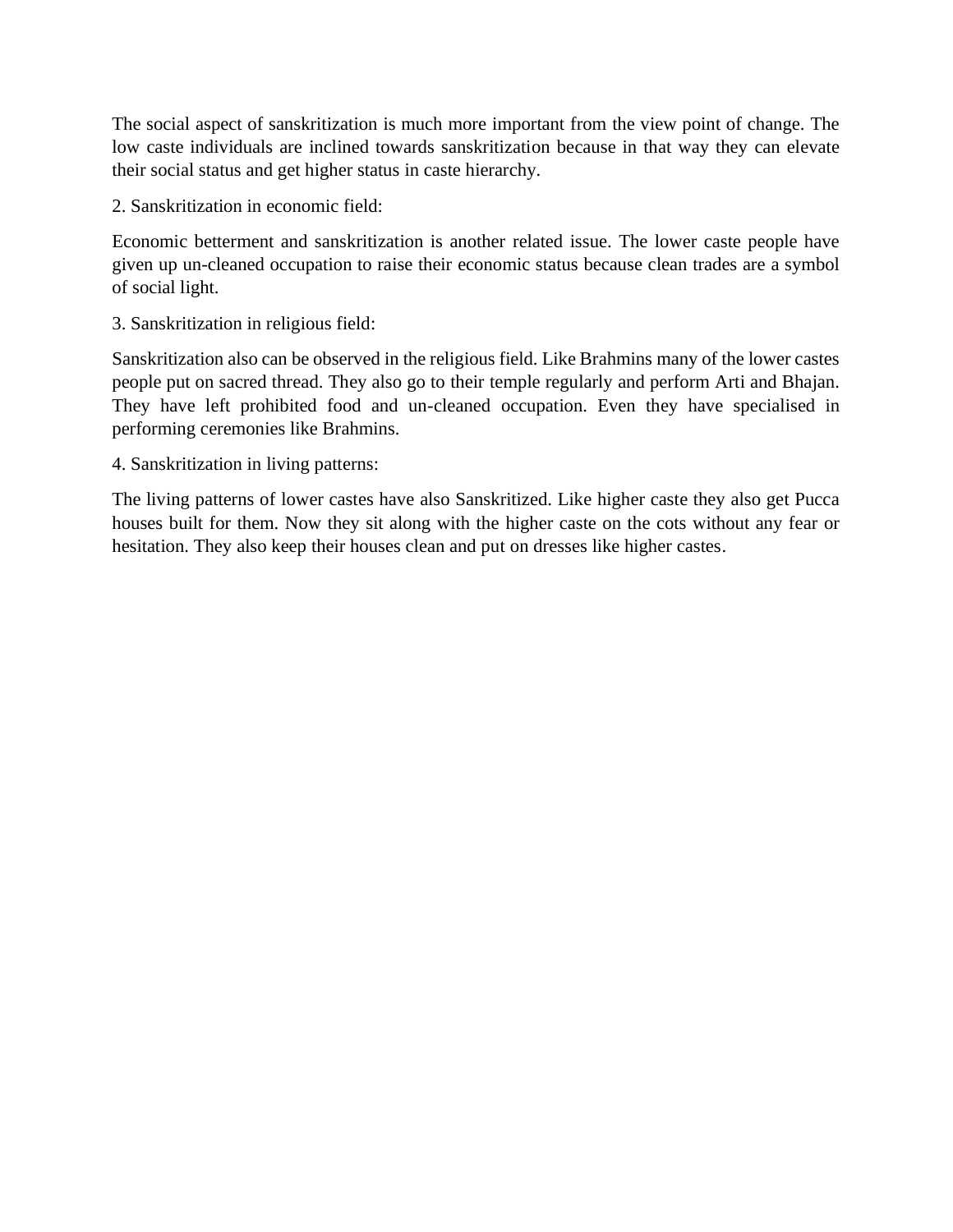The social aspect of sanskritization is much more important from the view point of change. The low caste individuals are inclined towards sanskritization because in that way they can elevate their social status and get higher status in caste hierarchy.

2. Sanskritization in economic field:

Economic betterment and sanskritization is another related issue. The lower caste people have given up un-cleaned occupation to raise their economic status because clean trades are a symbol of social light.

3. Sanskritization in religious field:

Sanskritization also can be observed in the religious field. Like Brahmins many of the lower castes people put on sacred thread. They also go to their temple regularly and perform Arti and Bhajan. They have left prohibited food and un-cleaned occupation. Even they have specialised in performing ceremonies like Brahmins.

4. Sanskritization in living patterns:

The living patterns of lower castes have also Sanskritized. Like higher caste they also get Pucca houses built for them. Now they sit along with the higher caste on the cots without any fear or hesitation. They also keep their houses clean and put on dresses like higher castes.